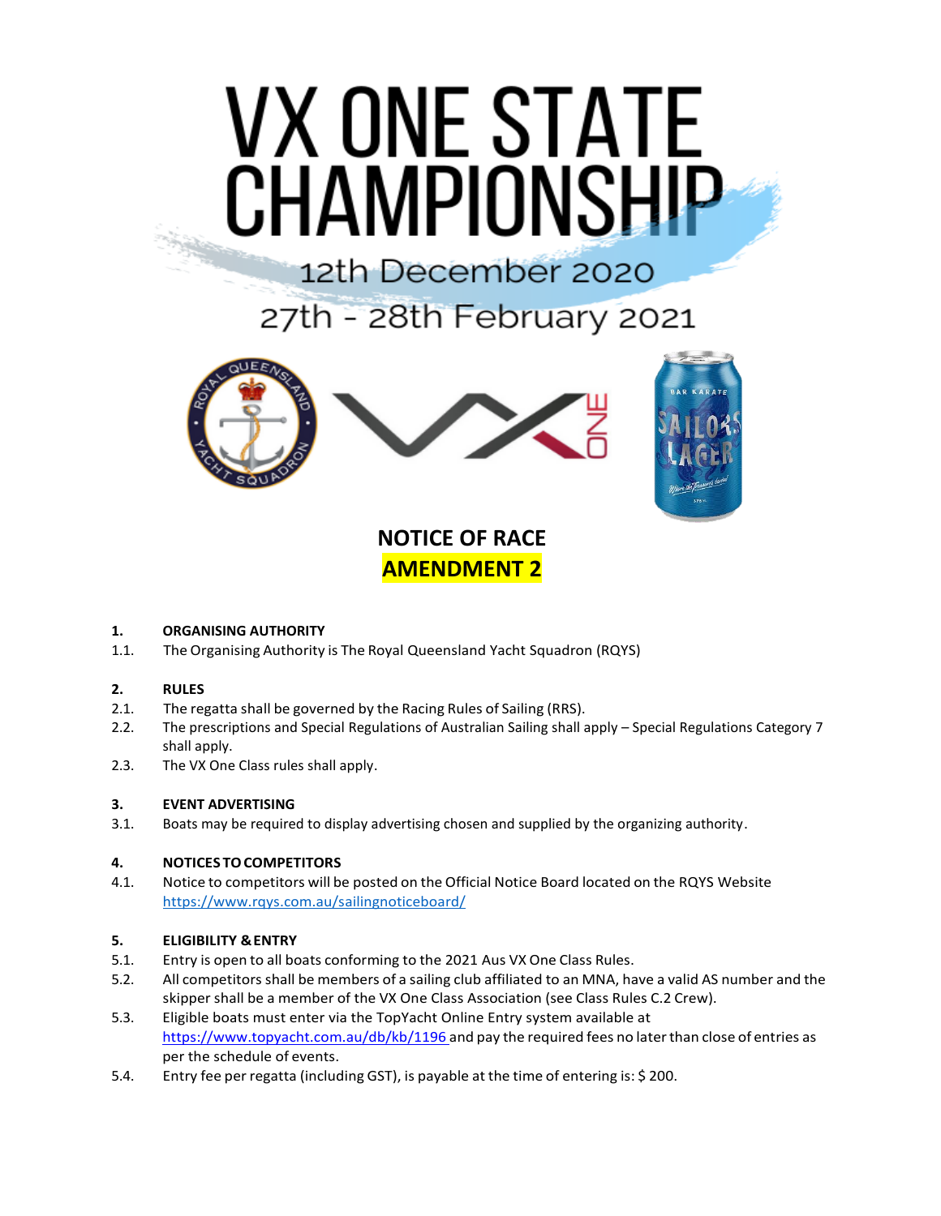# VX ONE STATE CHAMPIONSHIP

12th December 2020

27th - 28th February 2021

## NOTICE OF RACE

## AMENDMENT 2

**1. ORGANISING AUTHORITY**

1.1. The Organising Authority is The Royal Queensland Yacht Squadron (RQYS)

**2. RULES**

2.1. The regatta shall be governed by the Racing Rules of Sailing (RRS).

2.2. The prescriptions and Special Regulations of Australian Sailing shall apply – Special Regulations Category 7 shall apply.

2.3. The VX One Class rules shall apply.

**3. EVENT ADVERTISING**

3.1. Boats may be required to display advertising chosen and supplied by the organizing authority.

**4. NOTICES TO COMPETITORS**

4.1. Notice to competitors will be posted on the Official Notice Board located on the RQYS Website https://www.rqys.com.au/sailingnoticeboard/

**5. ELIGIBILITY & ENTRY**

5.1. Entry is open to all boats conforming to the 2021 Aus VX One Class Rules.

5.2. All competitors shall be members of a sailing club affiliated to an MNA, have a valid AS number and the skipper shall be a member of the VX One Class Association (see Class Rules C.2 Crew).

5.3. Eligible boats must enter via the TopYacht Online Entry system available at https://www.topyacht.com.au/db/kb/1196 and pay the required fees no later than close of entries as per the schedule of events.

5.4. Entry fee per regatta (including GST), is payable at the time of entering is: $ 200.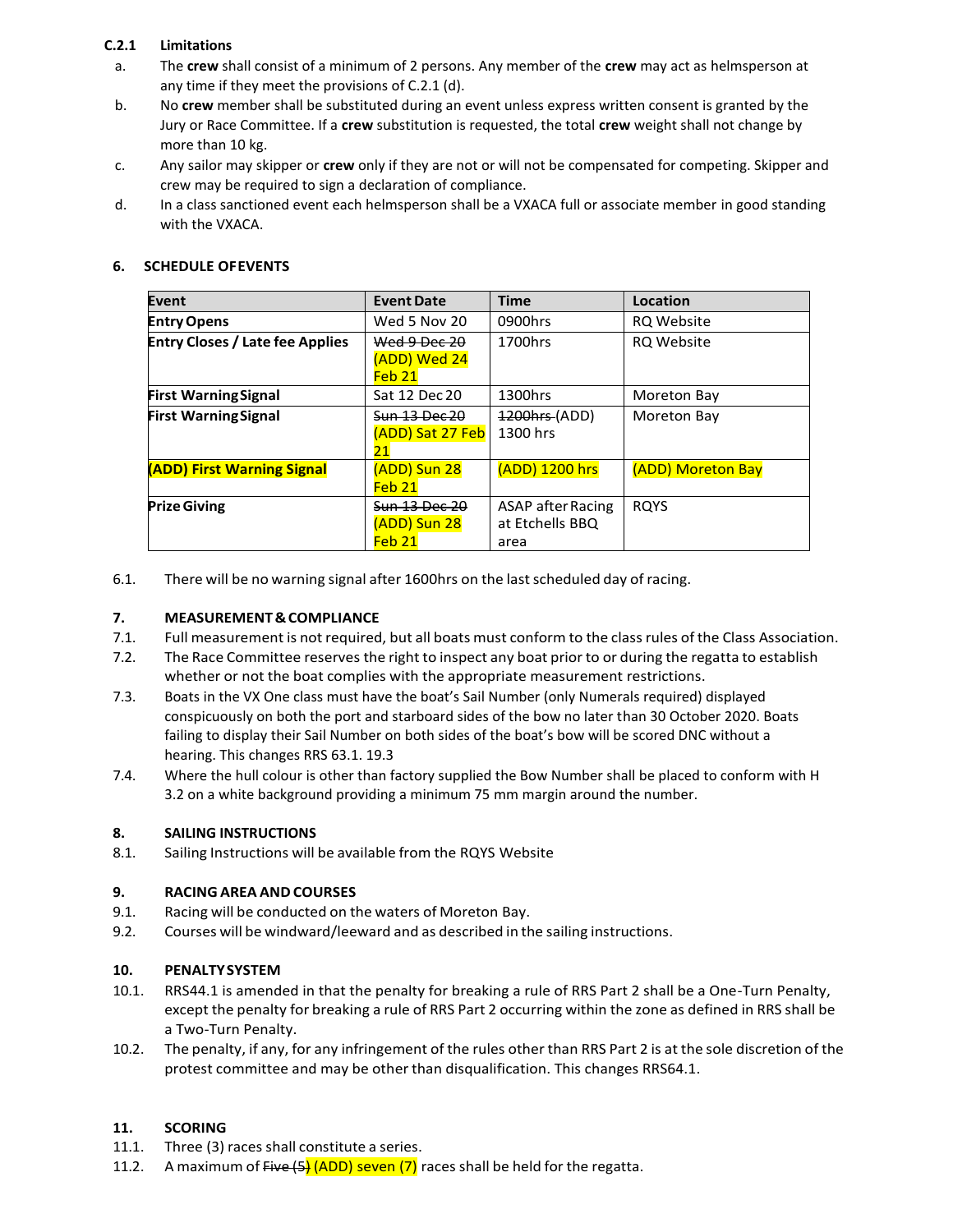**C.2.1 Limitations**

a. The **crew** shall consist of a minimum of 2 persons. Any member of the **crew** may act as helmsperson at any time if they meet the provisions of C.2.1 (d).

b. No **crew** member shall be substituted during an event unless express written consent is granted by the Jury or Race Committee. If a **crew** substitution is requested, the total **crew** weight shall not change by more than 10 kg.

c. Any sailor may skipper or **crew** only if they are not or will not be compensated for competing. Skipper and crew may be required to sign a declaration of compliance.

d. In a class sanctioned event each helmsperson shall be a VXACA full or associate member in good standing with the VXACA.

## 6. SCHEDULE OF EVENTS

| Event | Event Date | Time | Location |
|---|---|---|---|
| **Entry Opens** | Wed 5 Nov 20 | 0900hrs | RQ Website |
| **Entry Closes / Late fee Applies** | ~~Wed 9 Dec 20~~ (ADD) Wed 24 Feb 21 | 1700hrs | RQ Website |
| **First Warning Signal** | Sat 12 Dec 20 | 1300hrs | Moreton Bay |
| **First Warning Signal** | ~~Sun 13 Dec 20~~ (ADD) Sat 27 Feb 21 | ~~1200hrs~~ (ADD) 1300 hrs | Moreton Bay |
| **(ADD) First Warning Signal** | (ADD) Sun 28 Feb 21 | (ADD) 1200 hrs | (ADD) Moreton Bay |
| **Prize Giving** | ~~Sun 13 Dec 20~~ (ADD) Sun 28 Feb 21 | ASAP after Racing at Etchells BBQ area | RQYS |

6.1. There will be no warning signal after 1600hrs on the last scheduled day of racing.

## 7. MEASUREMENT & COMPLIANCE

7.1. Full measurement is not required, but all boats must conform to the class rules of the Class Association.

7.2. The Race Committee reserves the right to inspect any boat prior to or during the regatta to establish whether or not the boat complies with the appropriate measurement restrictions.

7.3. Boats in the VX One class must have the boat's Sail Number (only Numerals required) displayed conspicuously on both the port and starboard sides of the bow no later than 30 October 2020. Boats failing to display their Sail Number on both sides of the boat's bow will be scored DNC without a hearing. This changes RRS 63.1. 19.3

7.4. Where the hull colour is other than factory supplied the Bow Number shall be placed to conform with H 3.2 on a white background providing a minimum 75 mm margin around the number.

## 8. SAILING INSTRUCTIONS

8.1. Sailing Instructions will be available from the RQYS Website

## 9. RACING AREA AND COURSES

9.1. Racing will be conducted on the waters of Moreton Bay.

9.2. Courses will be windward/leeward and as described in the sailing instructions.

## 10. PENALTY SYSTEM

10.1. RRS44.1 is amended in that the penalty for breaking a rule of RRS Part 2 shall be a One-Turn Penalty, except the penalty for breaking a rule of RRS Part 2 occurring within the zone as defined in RRS shall be a Two-Turn Penalty.

10.2. The penalty, if any, for any infringement of the rules other than RRS Part 2 is at the sole discretion of the protest committee and may be other than disqualification. This changes RRS64.1.

## 11. SCORING

11.1. Three (3) races shall constitute a series.

11.2. A maximum of ~~Five (5)~~ (ADD) seven (7) races shall be held for the regatta.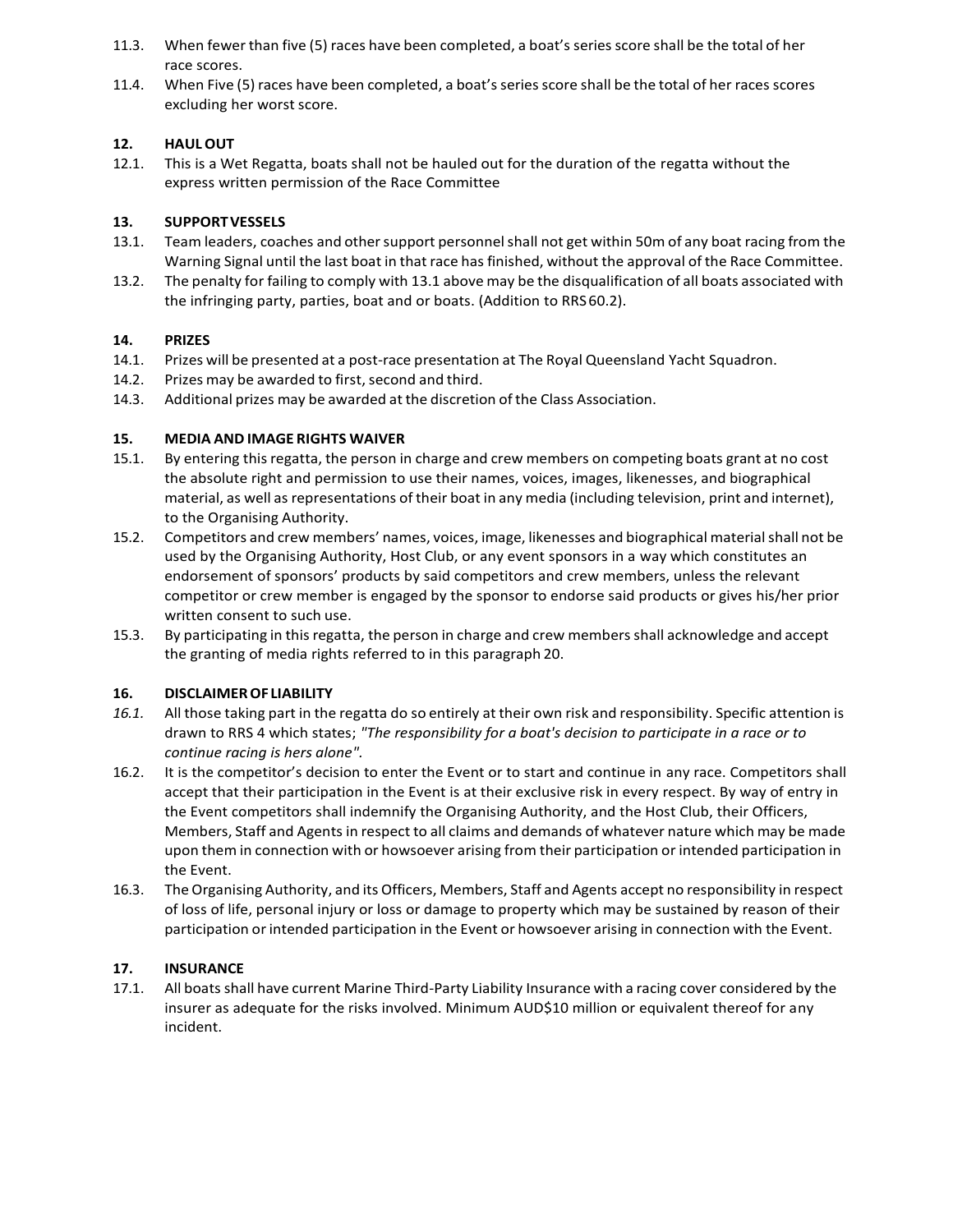11.3. When fewer than five (5) races have been completed, a boat's series score shall be the total of her race scores.

11.4. When Five (5) races have been completed, a boat's series score shall be the total of her races scores excluding her worst score.

## 12. HAUL OUT

12.1. This is a Wet Regatta, boats shall not be hauled out for the duration of the regatta without the express written permission of the Race Committee

## 13. SUPPORT VESSELS

13.1. Team leaders, coaches and other support personnel shall not get within 50m of any boat racing from the Warning Signal until the last boat in that race has finished, without the approval of the Race Committee.

13.2. The penalty for failing to comply with 13.1 above may be the disqualification of all boats associated with the infringing party, parties, boat and or boats. (Addition to RRS 60.2).

## 14. PRIZES

14.1. Prizes will be presented at a post-race presentation at The Royal Queensland Yacht Squadron.

14.2. Prizes may be awarded to first, second and third.

14.3. Additional prizes may be awarded at the discretion of the Class Association.

## 15. MEDIA AND IMAGE RIGHTS WAIVER

15.1. By entering this regatta, the person in charge and crew members on competing boats grant at no cost the absolute right and permission to use their names, voices, images, likenesses, and biographical material, as well as representations of their boat in any media (including television, print and internet), to the Organising Authority.

15.2. Competitors and crew members' names, voices, image, likenesses and biographical material shall not be used by the Organising Authority, Host Club, or any event sponsors in a way which constitutes an endorsement of sponsors' products by said competitors and crew members, unless the relevant competitor or crew member is engaged by the sponsor to endorse said products or gives his/her prior written consent to such use.

15.3. By participating in this regatta, the person in charge and crew members shall acknowledge and accept the granting of media rights referred to in this paragraph 20.

## 16. DISCLAIMER OF LIABILITY

*16.1.* All those taking part in the regatta do so entirely at their own risk and responsibility. Specific attention is drawn to RRS 4 which states; *"The responsibility for a boat's decision to participate in a race or to continue racing is hers alone"*.

16.2. It is the competitor's decision to enter the Event or to start and continue in any race. Competitors shall accept that their participation in the Event is at their exclusive risk in every respect. By way of entry in the Event competitors shall indemnify the Organising Authority, and the Host Club, their Officers, Members, Staff and Agents in respect to all claims and demands of whatever nature which may be made upon them in connection with or howsoever arising from their participation or intended participation in the Event.

16.3. The Organising Authority, and its Officers, Members, Staff and Agents accept no responsibility in respect of loss of life, personal injury or loss or damage to property which may be sustained by reason of their participation or intended participation in the Event or howsoever arising in connection with the Event.

## 17. INSURANCE

17.1. All boats shall have current Marine Third-Party Liability Insurance with a racing cover considered by the insurer as adequate for the risks involved. Minimum AUD$10 million or equivalent thereof for any incident.